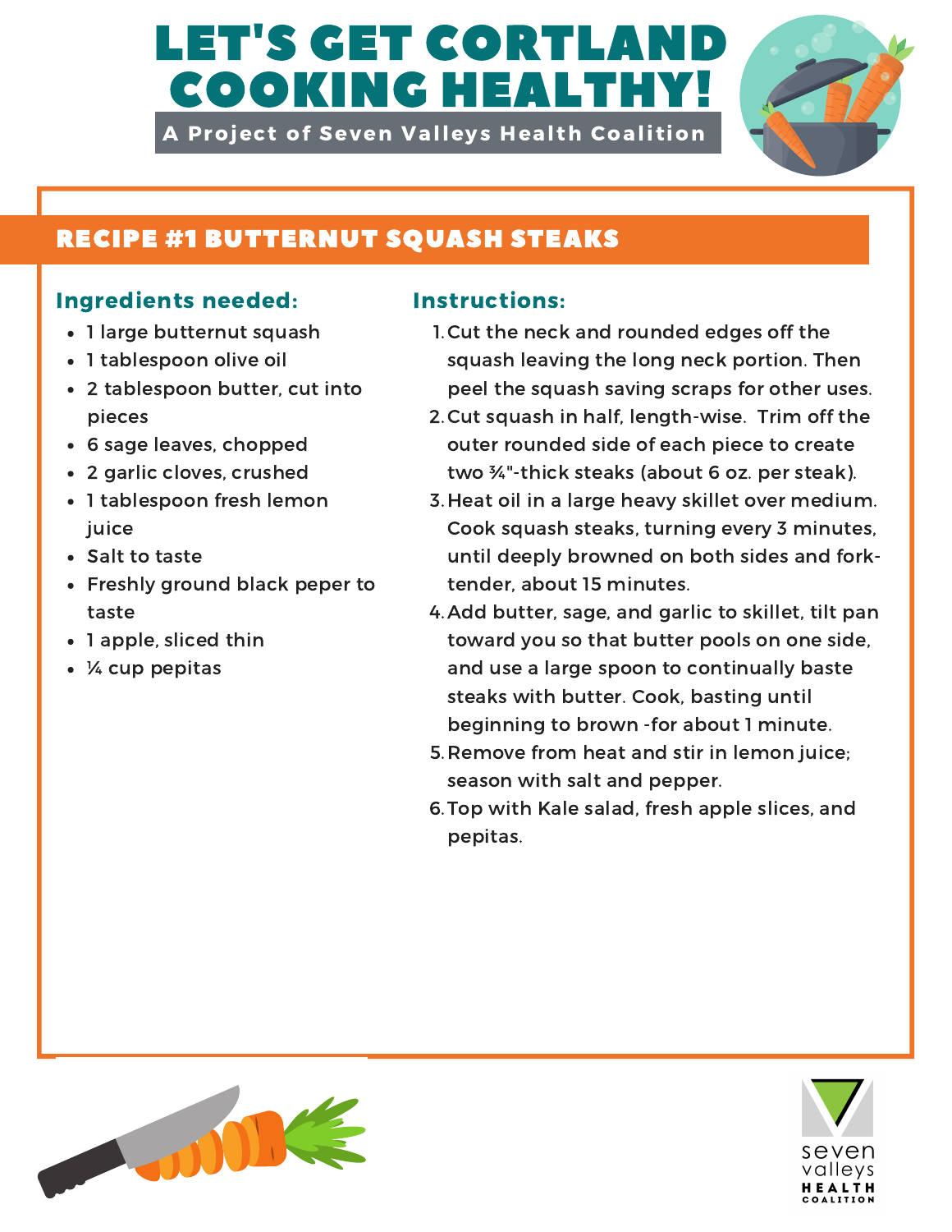# LET'S GET CORTLAND COOKING HEALTHY!

**A Project of Seven Valleys Health Coalition**

## RECIPE #1 BUTTERNUT SQUASH STEAKS

### Ingredients needed:

- 1 large butternut squash
- 1 tablespoon olive oil
- 2 tablespoon butter, cut into pieces
- 6 sage leaves, chopped
- 2 garlic cloves, crushed
- 1 tablespoon fresh lemon juice
- Salt to taste
- Freshly ground black peper to taste
- 1 apple, sliced thin
- ¼ cup pepitas

### Instructions:

1. Cut the neck and rounded edges off the squash leaving the long neck portion. Then peel the squash saving scraps for other uses.
2. Cut squash in half, length-wise. Trim off the outer rounded side of each piece to create two ¾"-thick steaks (about 6 oz. per steak).
3. Heat oil in a large heavy skillet over medium. Cook squash steaks, turning every 3 minutes, until deeply browned on both sides and fork-tender, about 15 minutes.
4. Add butter, sage, and garlic to skillet, tilt pan toward you so that butter pools on one side, and use a large spoon to continually baste steaks with butter. Cook, basting until beginning to brown -for about 1 minute.
5. Remove from heat and stir in lemon juice; season with salt and pepper.
6. Top with Kale salad, fresh apple slices, and pepitas.

seven valleys HEALTH COALITION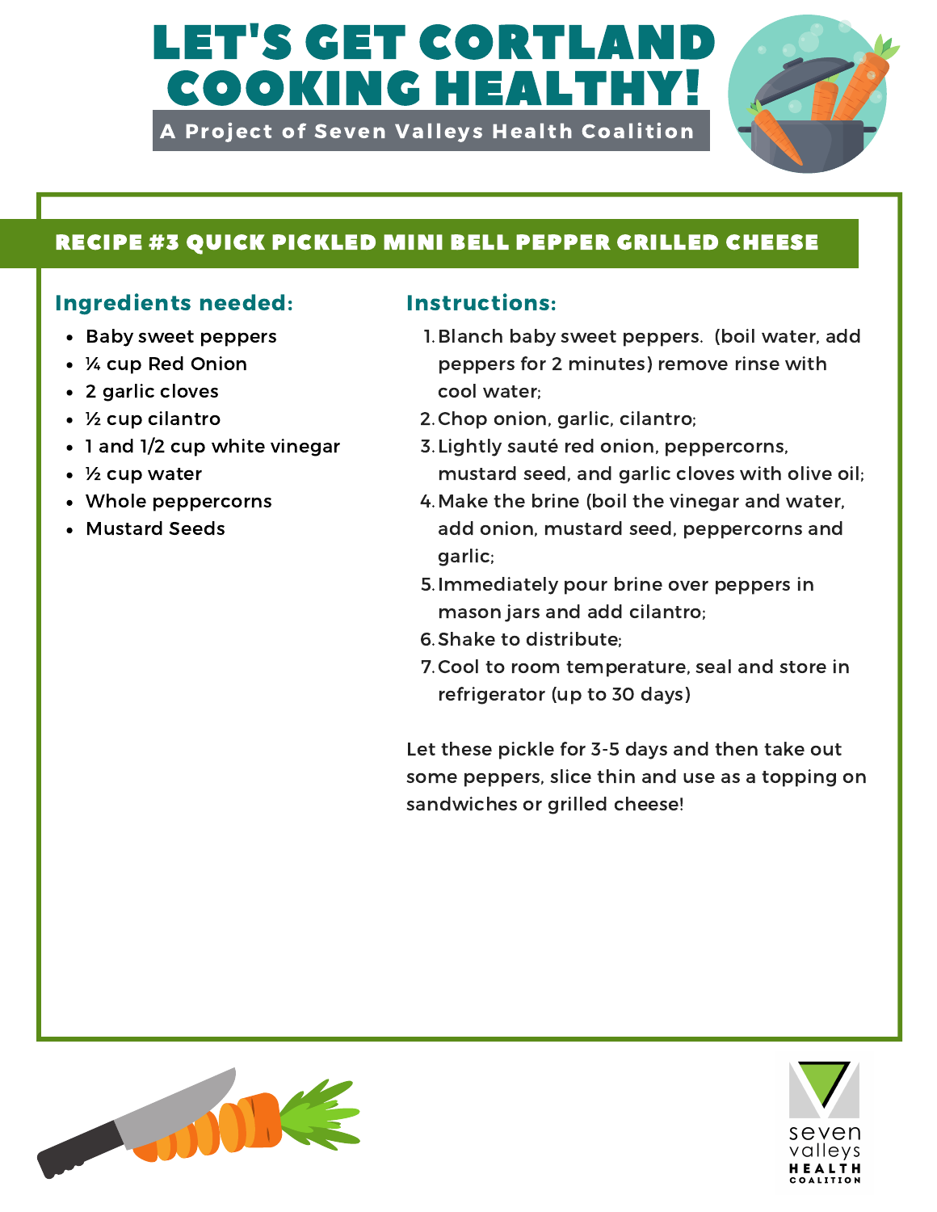# LET'S GET CORTLAND COOKING HEALTHY!

**A Project of Seven Valleys Health Coalition**

## RECIPE #3 QUICK PICKLED MINI BELL PEPPER GRILLED CHEESE

### Ingredients needed:

- Baby sweet peppers
- ¼ cup Red Onion
- 2 garlic cloves
- ½ cup cilantro
- 1 and 1/2 cup white vinegar
- ½ cup water
- Whole peppercorns
- Mustard Seeds

### Instructions:

1. Blanch baby sweet peppers. (boil water, add peppers for 2 minutes) remove rinse with cool water;
2. Chop onion, garlic, cilantro;
3. Lightly sauté red onion, peppercorns, mustard seed, and garlic cloves with olive oil;
4. Make the brine (boil the vinegar and water, add onion, mustard seed, peppercorns and garlic;
5. Immediately pour brine over peppers in mason jars and add cilantro;
6. Shake to distribute;
7. Cool to room temperature, seal and store in refrigerator (up to 30 days)

Let these pickle for 3-5 days and then take out some peppers, slice thin and use as a topping on sandwiches or grilled cheese!

seven valleys HEALTH COALITION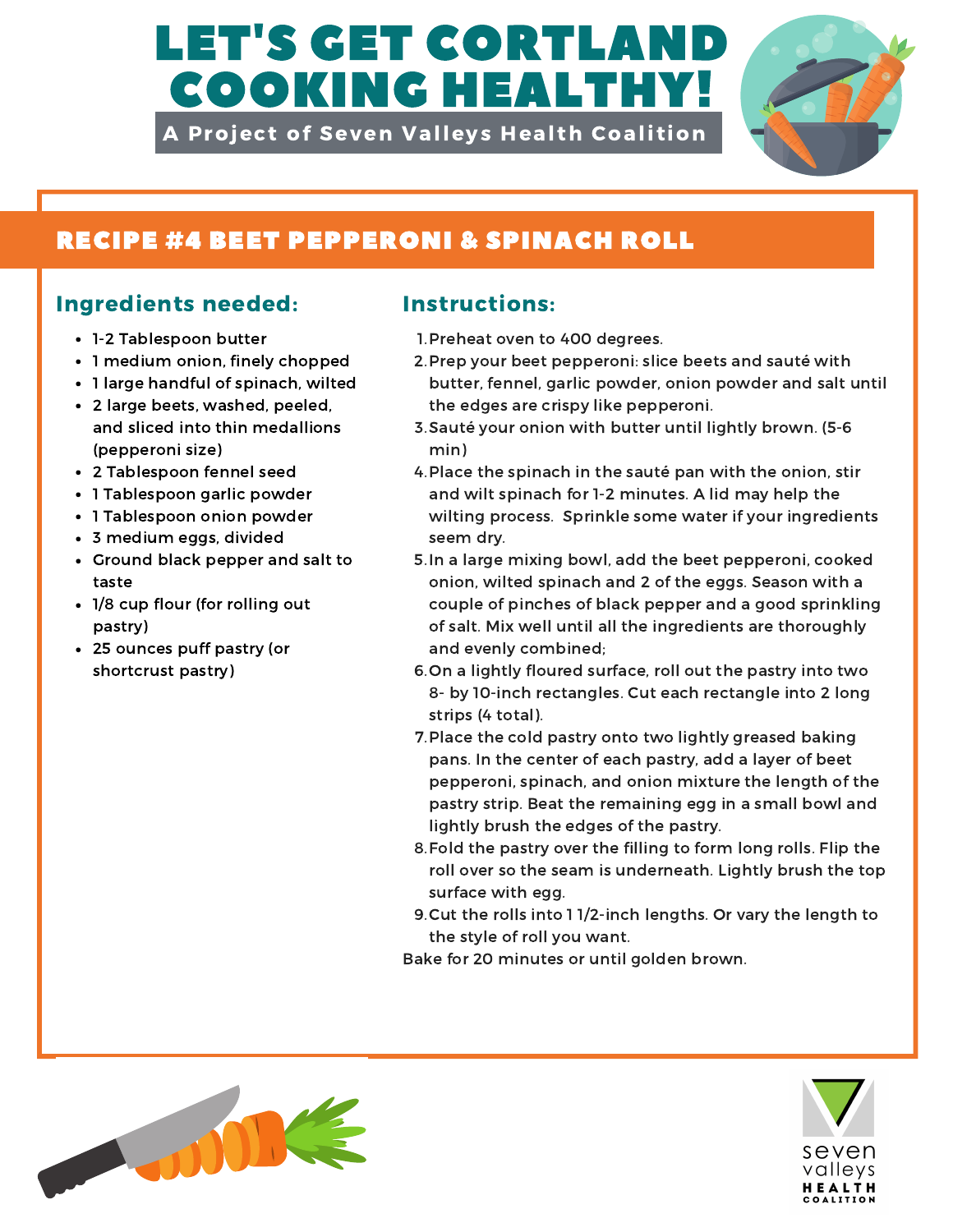# LET'S GET CORTLAND COOKING HEALTHY!

**A Project of Seven Valleys Health Coalition**

## RECIPE #4 BEET PEPPERONI & SPINACH ROLL

### Ingredients needed:

- 1-2 Tablespoon butter
- 1 medium onion, finely chopped
- 1 large handful of spinach, wilted
- 2 large beets, washed, peeled, and sliced into thin medallions (pepperoni size)
- 2 Tablespoon fennel seed
- 1 Tablespoon garlic powder
- 1 Tablespoon onion powder
- 3 medium eggs, divided
- Ground black pepper and salt to taste
- 1/8 cup flour (for rolling out pastry)
- 25 ounces puff pastry (or shortcrust pastry)

### Instructions:

1. Preheat oven to 400 degrees.
2. Prep your beet pepperoni: slice beets and sauté with butter, fennel, garlic powder, onion powder and salt until the edges are crispy like pepperoni.
3. Sauté your onion with butter until lightly brown. (5-6 min)
4. Place the spinach in the sauté pan with the onion, stir and wilt spinach for 1-2 minutes. A lid may help the wilting process. Sprinkle some water if your ingredients seem dry.
5. In a large mixing bowl, add the beet pepperoni, cooked onion, wilted spinach and 2 of the eggs. Season with a couple of pinches of black pepper and a good sprinkling of salt. Mix well until all the ingredients are thoroughly and evenly combined;
6. On a lightly floured surface, roll out the pastry into two 8- by 10-inch rectangles. Cut each rectangle into 2 long strips (4 total).
7. Place the cold pastry onto two lightly greased baking pans. In the center of each pastry, add a layer of beet pepperoni, spinach, and onion mixture the length of the pastry strip. Beat the remaining egg in a small bowl and lightly brush the edges of the pastry.
8. Fold the pastry over the filling to form long rolls. Flip the roll over so the seam is underneath. Lightly brush the top surface with egg.
9. Cut the rolls into 1 1/2-inch lengths. Or vary the length to the style of roll you want.

Bake for 20 minutes or until golden brown.

seven valleys HEALTH COALITION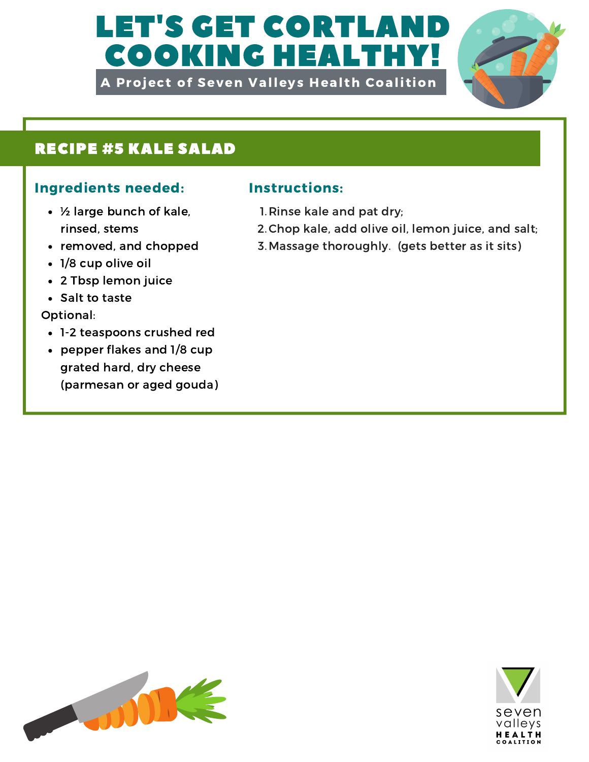# LET'S GET CORTLAND COOKING HEALTHY!

**A Project of Seven Valleys Health Coalition**

## RECIPE #5 KALE SALAD

### Ingredients needed:

- ½ large bunch of kale, rinsed, stems
- removed, and chopped
- 1/8 cup olive oil
- 2 Tbsp lemon juice
- Salt to taste

Optional:

- 1-2 teaspoons crushed red
- pepper flakes and 1/8 cup grated hard, dry cheese (parmesan or aged gouda)

### Instructions:

1. Rinse kale and pat dry;
2. Chop kale, add olive oil, lemon juice, and salt;
3. Massage thoroughly. (gets better as it sits)

seven valleys HEALTH COALITION